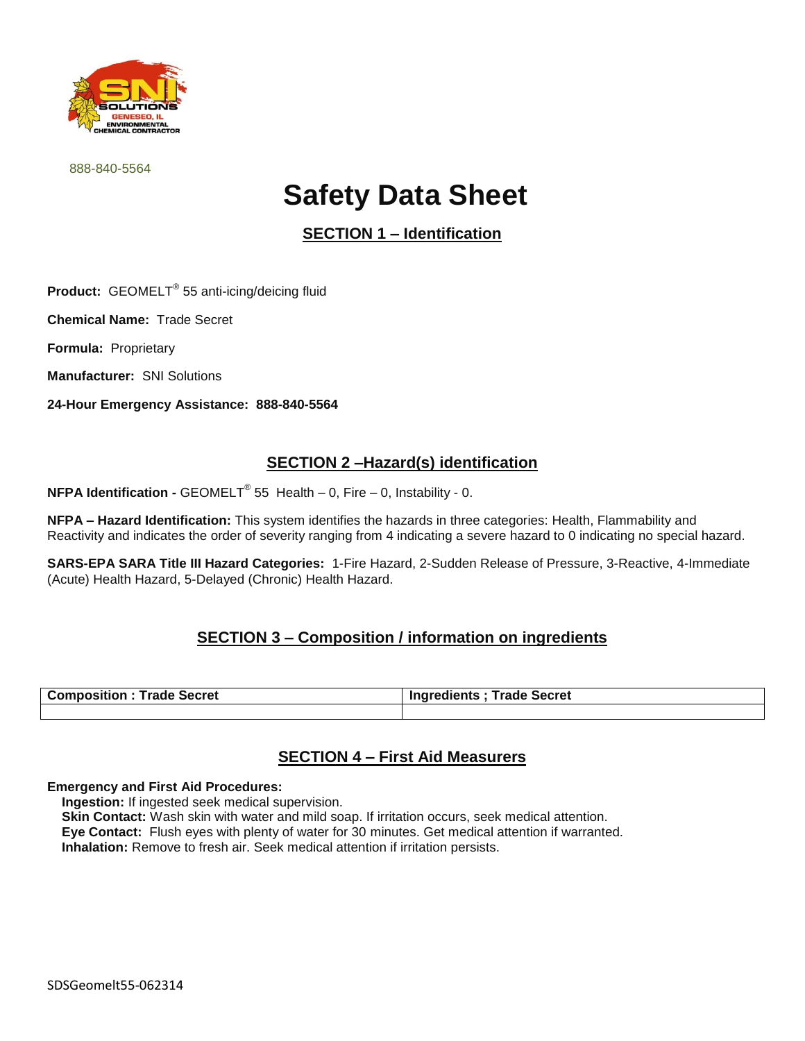888-840-5564

# Safety Data Sheet

## SECTION 1 – Identification

**Product:** GEOMELT® 55 anti-icing/deicing fluid

**Chemical Name:** Trade Secret

**Formula:** Proprietary

**Manufacturer:** SNI Solutions

**24-Hour Emergency Assistance: 888-840-5564**

## SECTION 2 –Hazard(s) identification

**NFPA Identification -** GEOMELT® 55 Health – 0, Fire – 0, Instability - 0.

**NFPA – Hazard Identification:** This system identifies the hazards in three categories: Health, Flammability and Reactivity and indicates the order of severity ranging from 4 indicating a severe hazard to 0 indicating no special hazard.

**SARS-EPA SARA Title III Hazard Categories:** 1-Fire Hazard, 2-Sudden Release of Pressure, 3-Reactive, 4-Immediate (Acute) Health Hazard, 5-Delayed (Chronic) Health Hazard.

## SECTION 3 – Composition / information on ingredients

| Composition : Trade Secret | Ingredients ; Trade Secret |
|---|---|
| | |

## SECTION 4 – First Aid Measurers

**Emergency and First Aid Procedures:**

**Ingestion:** If ingested seek medical supervision.
**Skin Contact:** Wash skin with water and mild soap. If irritation occurs, seek medical attention.
**Eye Contact:** Flush eyes with plenty of water for 30 minutes. Get medical attention if warranted.
**Inhalation:** Remove to fresh air. Seek medical attention if irritation persists.

SDSGeomelt55-062314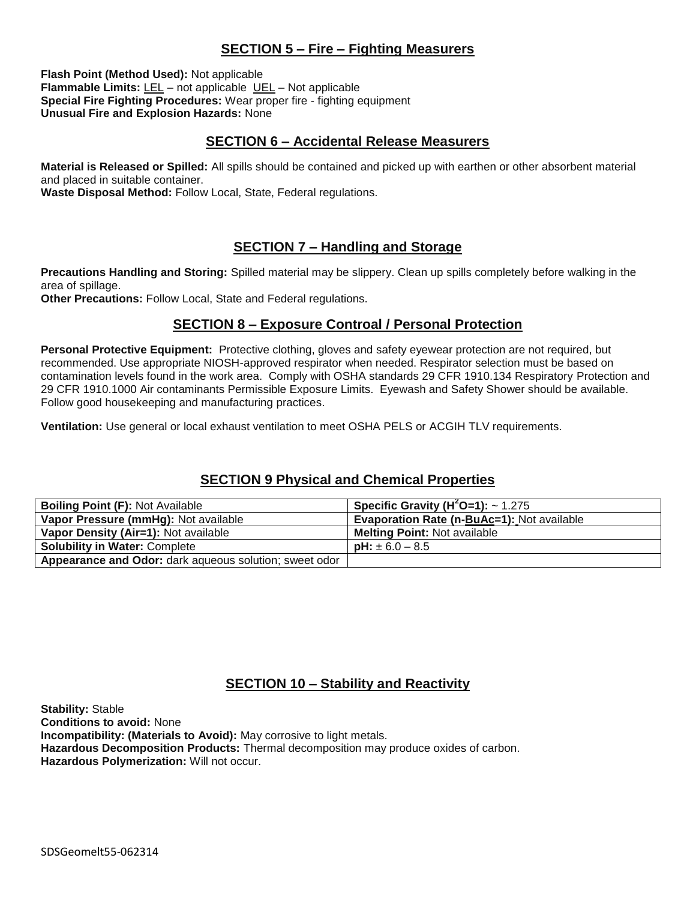## SECTION 5 – Fire – Fighting Measurers

**Flash Point (Method Used):** Not applicable
**Flammable Limits:** LEL – not applicable UEL – Not applicable
**Special Fire Fighting Procedures:** Wear proper fire - fighting equipment
**Unusual Fire and Explosion Hazards:** None

## SECTION 6 – Accidental Release Measurers

**Material is Released or Spilled:** All spills should be contained and picked up with earthen or other absorbent material and placed in suitable container.
**Waste Disposal Method:** Follow Local, State, Federal regulations.

## SECTION 7 – Handling and Storage

**Precautions Handling and Storing:** Spilled material may be slippery. Clean up spills completely before walking in the area of spillage.
**Other Precautions:** Follow Local, State and Federal regulations.

## SECTION 8 – Exposure Controal / Personal Protection

**Personal Protective Equipment:** Protective clothing, gloves and safety eyewear protection are not required, but recommended. Use appropriate NIOSH-approved respirator when needed. Respirator selection must be based on contamination levels found in the work area. Comply with OSHA standards 29 CFR 1910.134 Respiratory Protection and 29 CFR 1910.1000 Air contaminants Permissible Exposure Limits. Eyewash and Safety Shower should be available. Follow good housekeeping and manufacturing practices.

**Ventilation:** Use general or local exhaust ventilation to meet OSHA PELS or ACGIH TLV requirements.

## SECTION 9 Physical and Chemical Properties

| | |
|---|---|
| **Boiling Point (F):** Not Available | **Specific Gravity ($H^2O$=1):** ~ 1.275 |
| **Vapor Pressure (mmHg):** Not available | **Evaporation Rate (n-BuAc=1):** Not available |
| **Vapor Density (Air=1):** Not available | **Melting Point:** Not available |
| **Solubility in Water:** Complete | **pH:** ± 6.0 – 8.5 |
| **Appearance and Odor:** dark aqueous solution; sweet odor | |

## SECTION 10 – Stability and Reactivity

**Stability:** Stable
**Conditions to avoid:** None
**Incompatibility: (Materials to Avoid):** May corrosive to light metals.
**Hazardous Decomposition Products:** Thermal decomposition may produce oxides of carbon.
**Hazardous Polymerization:** Will not occur.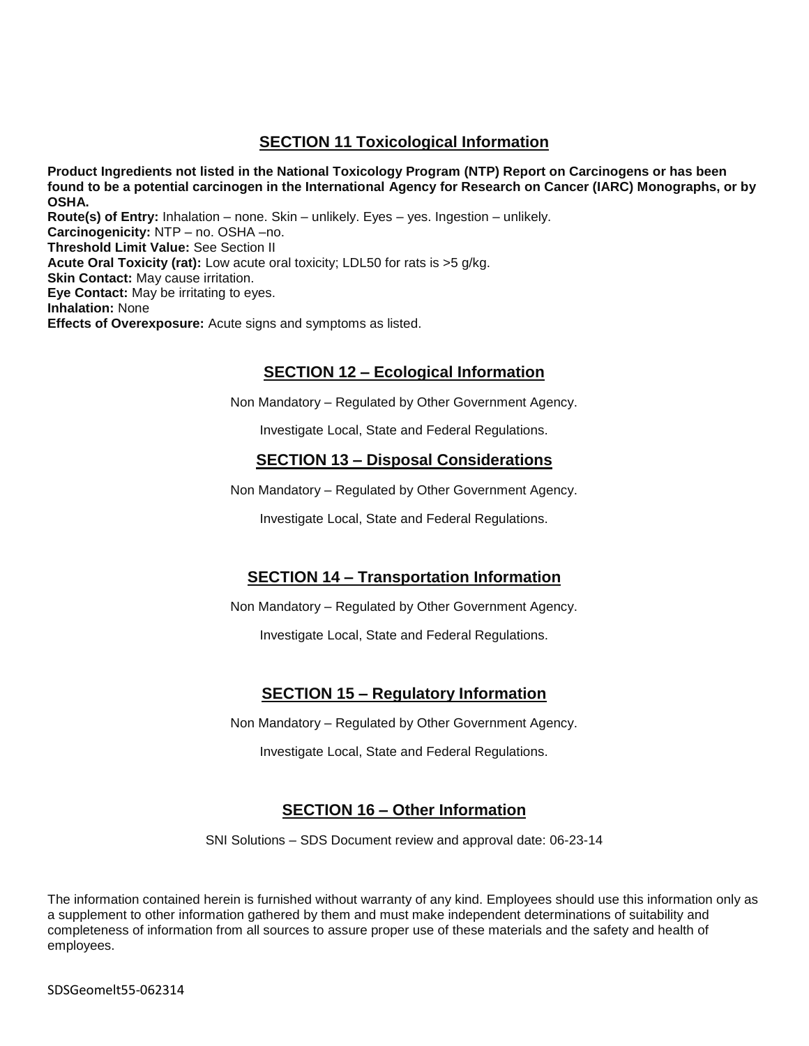## SECTION 11 Toxicological Information

**Product Ingredients not listed in the National Toxicology Program (NTP) Report on Carcinogens or has been found to be a potential carcinogen in the International Agency for Research on Cancer (IARC) Monographs, or by OSHA.**

**Route(s) of Entry:** Inhalation – none. Skin – unlikely. Eyes – yes. Ingestion – unlikely.
**Carcinogenicity:** NTP – no. OSHA –no.
**Threshold Limit Value:** See Section II
**Acute Oral Toxicity (rat):** Low acute oral toxicity; LDL50 for rats is >5 g/kg.
**Skin Contact:** May cause irritation.
**Eye Contact:** May be irritating to eyes.
**Inhalation:** None
**Effects of Overexposure:** Acute signs and symptoms as listed.

## SECTION 12 – Ecological Information

Non Mandatory – Regulated by Other Government Agency.

Investigate Local, State and Federal Regulations.

## SECTION 13 – Disposal Considerations

Non Mandatory – Regulated by Other Government Agency.

Investigate Local, State and Federal Regulations.

## SECTION 14 – Transportation Information

Non Mandatory – Regulated by Other Government Agency.

Investigate Local, State and Federal Regulations.

## SECTION 15 – Regulatory Information

Non Mandatory – Regulated by Other Government Agency.

Investigate Local, State and Federal Regulations.

## SECTION 16 – Other Information

SNI Solutions – SDS Document review and approval date: 06-23-14

The information contained herein is furnished without warranty of any kind. Employees should use this information only as a supplement to other information gathered by them and must make independent determinations of suitability and completeness of information from all sources to assure proper use of these materials and the safety and health of employees.

SDSGeomelt55-062314